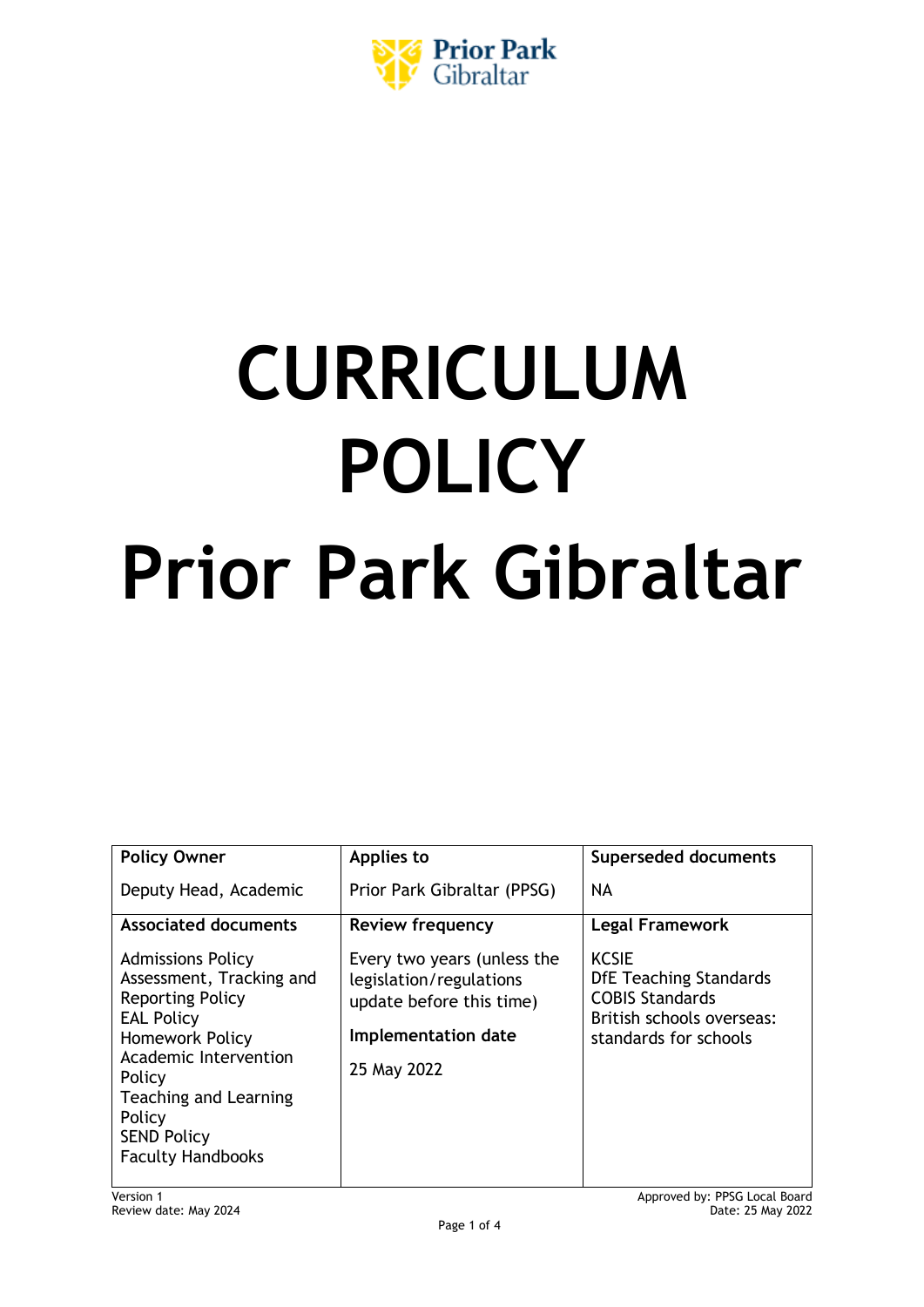Prior Park Gibraltar

# CURRICULUM POLICY
# Prior Park Gibraltar

| Policy Owner | Applies to | Superseded documents |
|---|---|---|
| Deputy Head, Academic | Prior Park Gibraltar (PPSG) | NA |
| **Associated documents** | **Review frequency** | **Legal Framework** |
| Admissions Policy<br>Assessment, Tracking and Reporting Policy<br>EAL Policy<br>Homework Policy<br>Academic Intervention Policy<br>Teaching and Learning Policy<br>SEND Policy<br>Faculty Handbooks | Every two years (unless the legislation/regulations update before this time)<br>**Implementation date**<br>25 May 2022 | KCSIE<br>DfE Teaching Standards<br>COBIS Standards<br>British schools overseas: standards for schools |

Version 1
Review date: May 2024

Approved by: PPSG Local Board
Date: 25 May 2022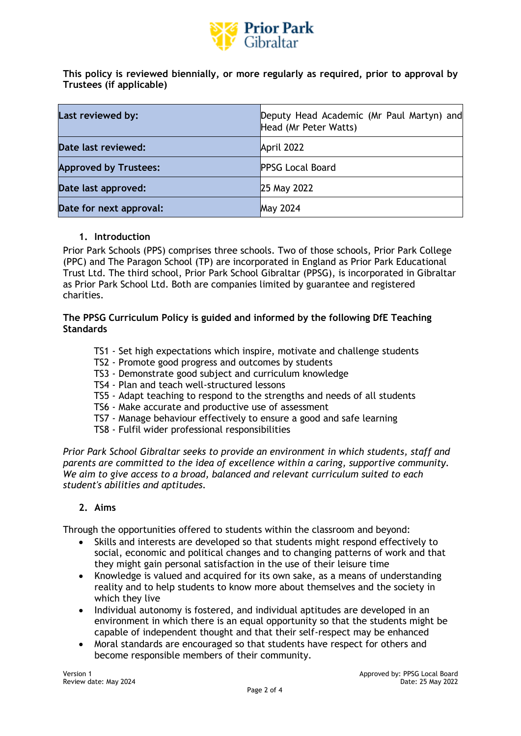**This policy is reviewed biennially, or more regularly as required, prior to approval by Trustees (if applicable)**

| **Last reviewed by:** | Deputy Head Academic (Mr Paul Martyn) and Head (Mr Peter Watts) |
|---|---|
| **Date last reviewed:** | April 2022 |
| **Approved by Trustees:** | PPSG Local Board |
| **Date last approved:** | 25 May 2022 |
| **Date for next approval:** | May 2024 |

## 1. Introduction

Prior Park Schools (PPS) comprises three schools. Two of those schools, Prior Park College (PPC) and The Paragon School (TP) are incorporated in England as Prior Park Educational Trust Ltd. The third school, Prior Park School Gibraltar (PPSG), is incorporated in Gibraltar as Prior Park School Ltd. Both are companies limited by guarantee and registered charities.

**The PPSG Curriculum Policy is guided and informed by the following DfE Teaching Standards**

TS1 - Set high expectations which inspire, motivate and challenge students
TS2 - Promote good progress and outcomes by students
TS3 - Demonstrate good subject and curriculum knowledge
TS4 - Plan and teach well-structured lessons
TS5 - Adapt teaching to respond to the strengths and needs of all students
TS6 - Make accurate and productive use of assessment
TS7 - Manage behaviour effectively to ensure a good and safe learning
TS8 - Fulfil wider professional responsibilities

*Prior Park School Gibraltar seeks to provide an environment in which students, staff and parents are committed to the idea of excellence within a caring, supportive community. We aim to give access to a broad, balanced and relevant curriculum suited to each student's abilities and aptitudes.*

## 2. Aims

Through the opportunities offered to students within the classroom and beyond:

- Skills and interests are developed so that students might respond effectively to social, economic and political changes and to changing patterns of work and that they might gain personal satisfaction in the use of their leisure time
- Knowledge is valued and acquired for its own sake, as a means of understanding reality and to help students to know more about themselves and the society in which they live
- Individual autonomy is fostered, and individual aptitudes are developed in an environment in which there is an equal opportunity so that the students might be capable of independent thought and that their self-respect may be enhanced
- Moral standards are encouraged so that students have respect for others and become responsible members of their community.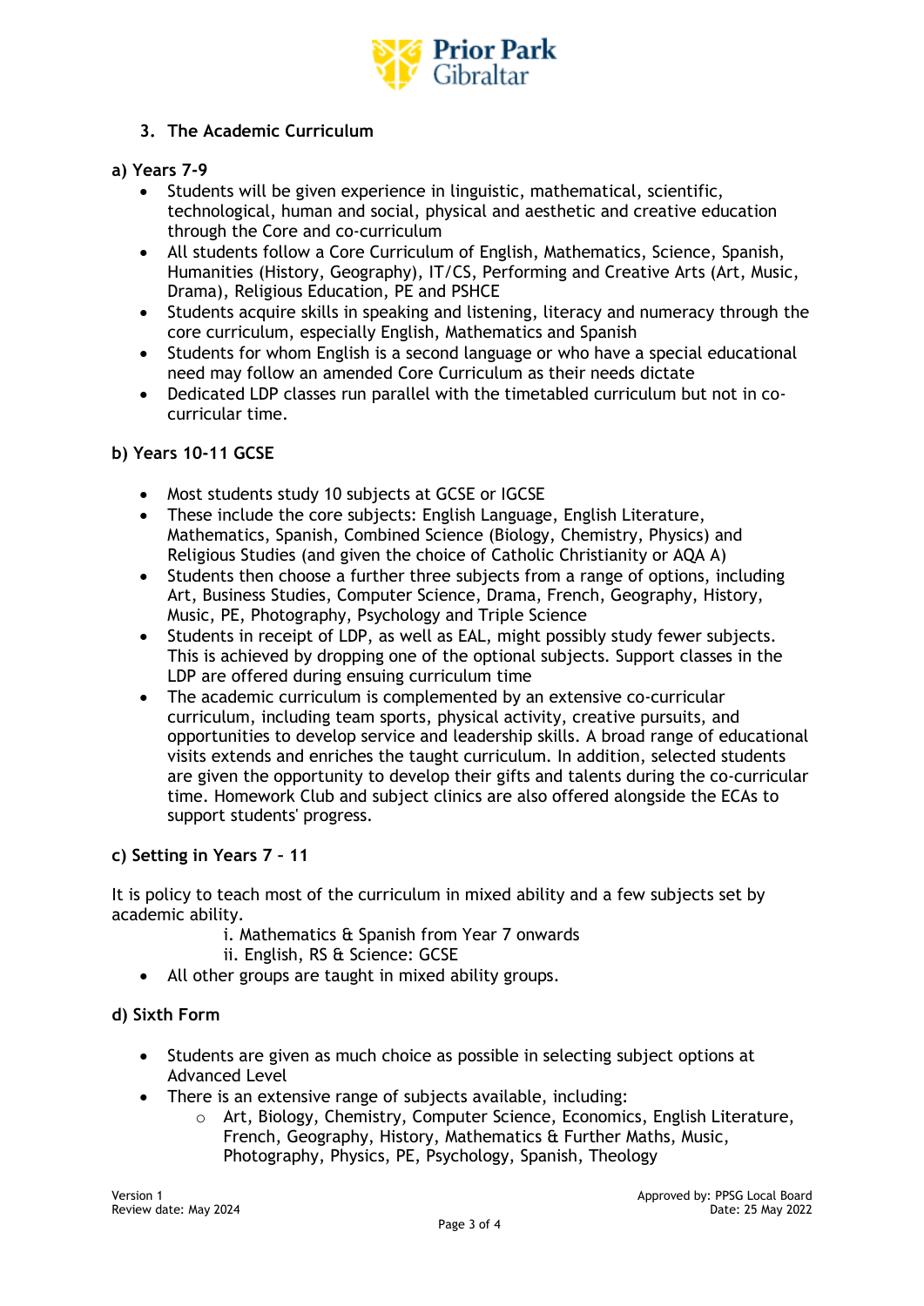## 3. The Academic Curriculum

### a) Years 7-9

- Students will be given experience in linguistic, mathematical, scientific, technological, human and social, physical and aesthetic and creative education through the Core and co-curriculum
- All students follow a Core Curriculum of English, Mathematics, Science, Spanish, Humanities (History, Geography), IT/CS, Performing and Creative Arts (Art, Music, Drama), Religious Education, PE and PSHCE
- Students acquire skills in speaking and listening, literacy and numeracy through the core curriculum, especially English, Mathematics and Spanish
- Students for whom English is a second language or who have a special educational need may follow an amended Core Curriculum as their needs dictate
- Dedicated LDP classes run parallel with the timetabled curriculum but not in co-curricular time.

### b) Years 10-11 GCSE

- Most students study 10 subjects at GCSE or IGCSE
- These include the core subjects: English Language, English Literature, Mathematics, Spanish, Combined Science (Biology, Chemistry, Physics) and Religious Studies (and given the choice of Catholic Christianity or AQA A)
- Students then choose a further three subjects from a range of options, including Art, Business Studies, Computer Science, Drama, French, Geography, History, Music, PE, Photography, Psychology and Triple Science
- Students in receipt of LDP, as well as EAL, might possibly study fewer subjects. This is achieved by dropping one of the optional subjects. Support classes in the LDP are offered during ensuing curriculum time
- The academic curriculum is complemented by an extensive co-curricular curriculum, including team sports, physical activity, creative pursuits, and opportunities to develop service and leadership skills. A broad range of educational visits extends and enriches the taught curriculum. In addition, selected students are given the opportunity to develop their gifts and talents during the co-curricular time. Homework Club and subject clinics are also offered alongside the ECAs to support students' progress.

### c) Setting in Years 7 – 11

It is policy to teach most of the curriculum in mixed ability and a few subjects set by academic ability.

i. Mathematics & Spanish from Year 7 onwards
ii. English, RS & Science: GCSE

- All other groups are taught in mixed ability groups.

### d) Sixth Form

- Students are given as much choice as possible in selecting subject options at Advanced Level
- There is an extensive range of subjects available, including:
  - Art, Biology, Chemistry, Computer Science, Economics, English Literature, French, Geography, History, Mathematics & Further Maths, Music, Photography, Physics, PE, Psychology, Spanish, Theology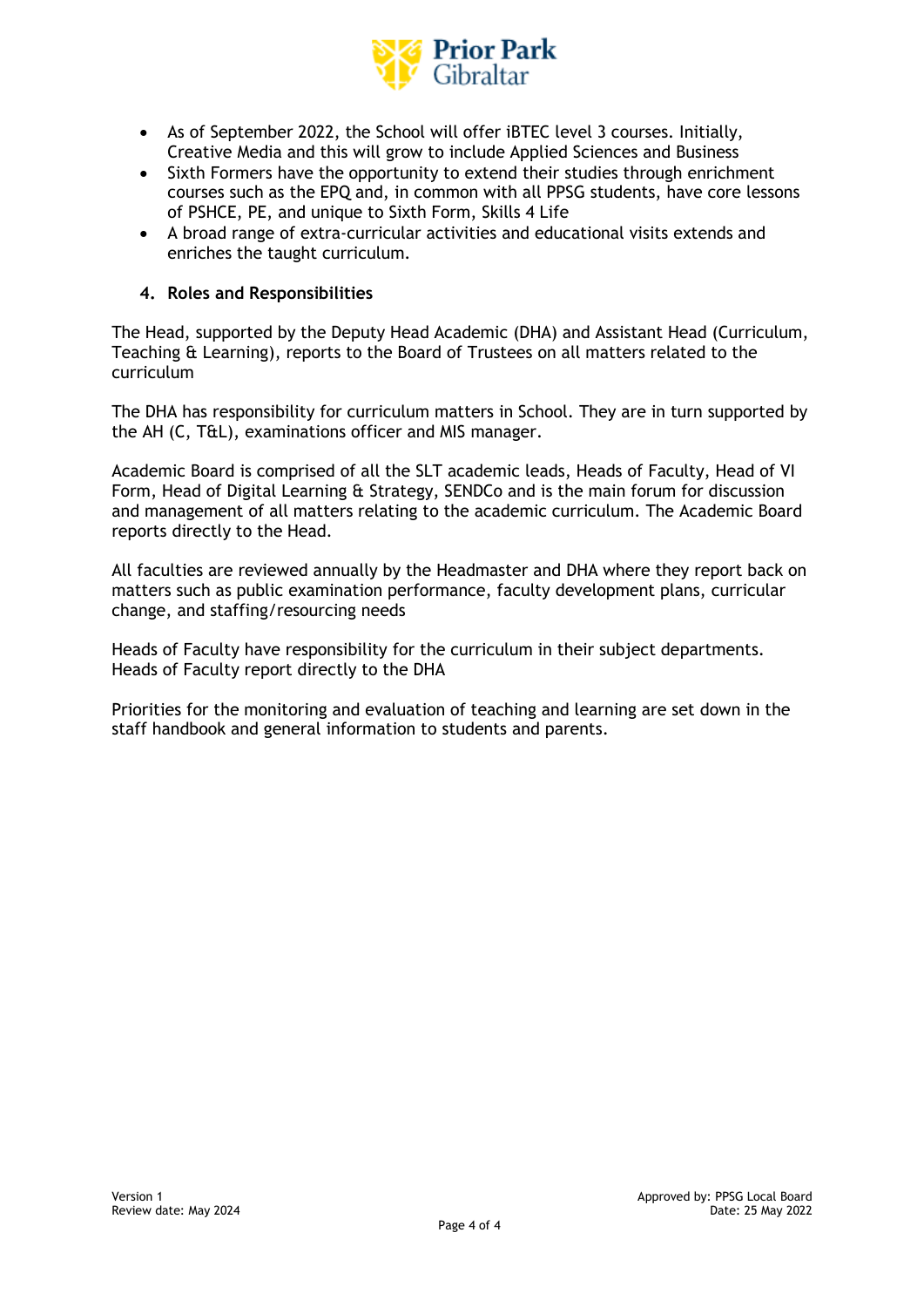- As of September 2022, the School will offer iBTEC level 3 courses. Initially, Creative Media and this will grow to include Applied Sciences and Business
- Sixth Formers have the opportunity to extend their studies through enrichment courses such as the EPQ and, in common with all PPSG students, have core lessons of PSHCE, PE, and unique to Sixth Form, Skills 4 Life
- A broad range of extra-curricular activities and educational visits extends and enriches the taught curriculum.

## 4. Roles and Responsibilities

The Head, supported by the Deputy Head Academic (DHA) and Assistant Head (Curriculum, Teaching & Learning), reports to the Board of Trustees on all matters related to the curriculum

The DHA has responsibility for curriculum matters in School. They are in turn supported by the AH (C, T&L), examinations officer and MIS manager.

Academic Board is comprised of all the SLT academic leads, Heads of Faculty, Head of VI Form, Head of Digital Learning & Strategy, SENDCo and is the main forum for discussion and management of all matters relating to the academic curriculum. The Academic Board reports directly to the Head.

All faculties are reviewed annually by the Headmaster and DHA where they report back on matters such as public examination performance, faculty development plans, curricular change, and staffing/resourcing needs

Heads of Faculty have responsibility for the curriculum in their subject departments. Heads of Faculty report directly to the DHA

Priorities for the monitoring and evaluation of teaching and learning are set down in the staff handbook and general information to students and parents.